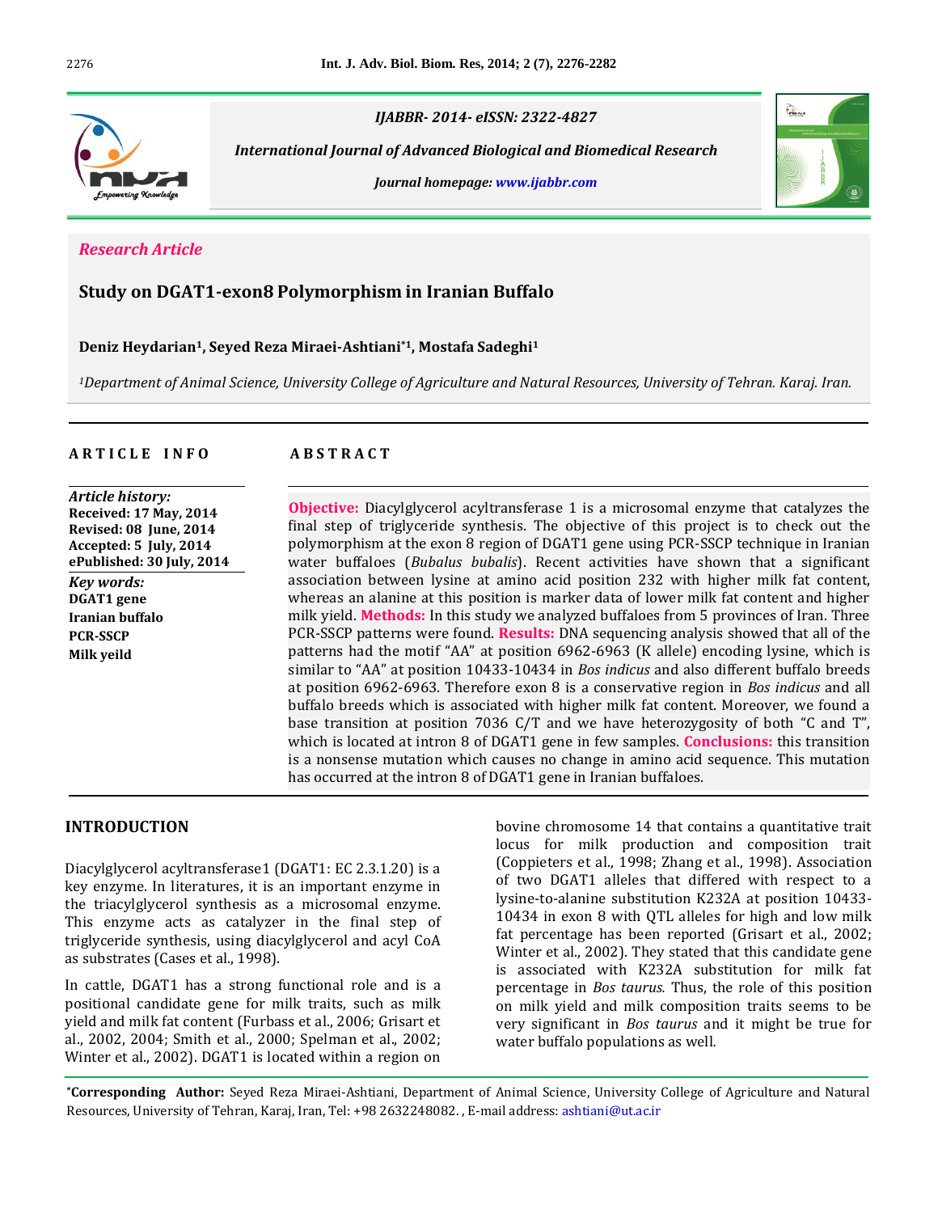IJABBR- 2014- eISSN: 2322-4827

*International Journal of Advanced Biological and Biomedical Research*

*Journal homepage: www.ijabbr.com*

*Research Article*

# Study on DGAT1-exon8 Polymorphism in Iranian Buffalo

**Deniz Heydarian[1], Seyed Reza Miraei-Ashtiani*[1], Mostafa Sadeghi[1]**

*[1]Department of Animal Science, University College of Agriculture and Natural Resources, University of Tehran. Karaj. Iran.*

## ARTICLE INFO

*Article history:*
**Received: 17 May, 2014**
**Revised: 08 June, 2014**
**Accepted: 5 July, 2014**
**ePublished: 30 July, 2014**

*Key words:*
**DGAT1 gene**
**Iranian buffalo**
**PCR-SSCP**
**Milk yeild**

## ABSTRACT

**Objective:** Diacylglycerol acyltransferase 1 is a microsomal enzyme that catalyzes the final step of triglyceride synthesis. The objective of this project is to check out the polymorphism at the exon 8 region of DGAT1 gene using PCR-SSCP technique in Iranian water buffaloes (*Bubalus bubalis*). Recent activities have shown that a significant association between lysine at amino acid position 232 with higher milk fat content, whereas an alanine at this position is marker data of lower milk fat content and higher milk yield. **Methods:** In this study we analyzed buffaloes from 5 provinces of Iran. Three PCR-SSCP patterns were found. **Results:** DNA sequencing analysis showed that all of the patterns had the motif "AA" at position 6962-6963 (K allele) encoding lysine, which is similar to "AA" at position 10433-10434 in *Bos indicus* and also different buffalo breeds at position 6962-6963. Therefore exon 8 is a conservative region in *Bos indicus* and all buffalo breeds which is associated with higher milk fat content. Moreover, we found a base transition at position 7036 C/T and we have heterozygosity of both "C and T", which is located at intron 8 of DGAT1 gene in few samples. **Conclusions:** this transition is a nonsense mutation which causes no change in amino acid sequence. This mutation has occurred at the intron 8 of DGAT1 gene in Iranian buffaloes.

## INTRODUCTION

Diacylglycerol acyltransferase1 (DGAT1: EC 2.3.1.20) is a key enzyme. In literatures, it is an important enzyme in the triacylglycerol synthesis as a microsomal enzyme. This enzyme acts as catalyzer in the final step of triglyceride synthesis, using diacylglycerol and acyl CoA as substrates (Cases et al., 1998).

In cattle, DGAT1 has a strong functional role and is a positional candidate gene for milk traits, such as milk yield and milk fat content (Furbass et al., 2006; Grisart et al., 2002, 2004; Smith et al., 2000; Spelman et al., 2002; Winter et al., 2002). DGAT1 is located within a region on bovine chromosome 14 that contains a quantitative trait locus for milk production and composition trait (Coppieters et al., 1998; Zhang et al., 1998). Association of two DGAT1 alleles that differed with respect to a lysine-to-alanine substitution K232A at position 10433-10434 in exon 8 with QTL alleles for high and low milk fat percentage has been reported (Grisart et al., 2002; Winter et al., 2002). They stated that this candidate gene is associated with K232A substitution for milk fat percentage in *Bos taurus.* Thus, the role of this position on milk yield and milk composition traits seems to be very significant in *Bos taurus* and it might be true for water buffalo populations as well.

*Corresponding Author: Seyed Reza Miraei-Ashtiani, Department of Animal Science, University College of Agriculture and Natural Resources, University of Tehran, Karaj, Iran, Tel: +98 2632248082. , E-mail address: ashtiani@ut.ac.ir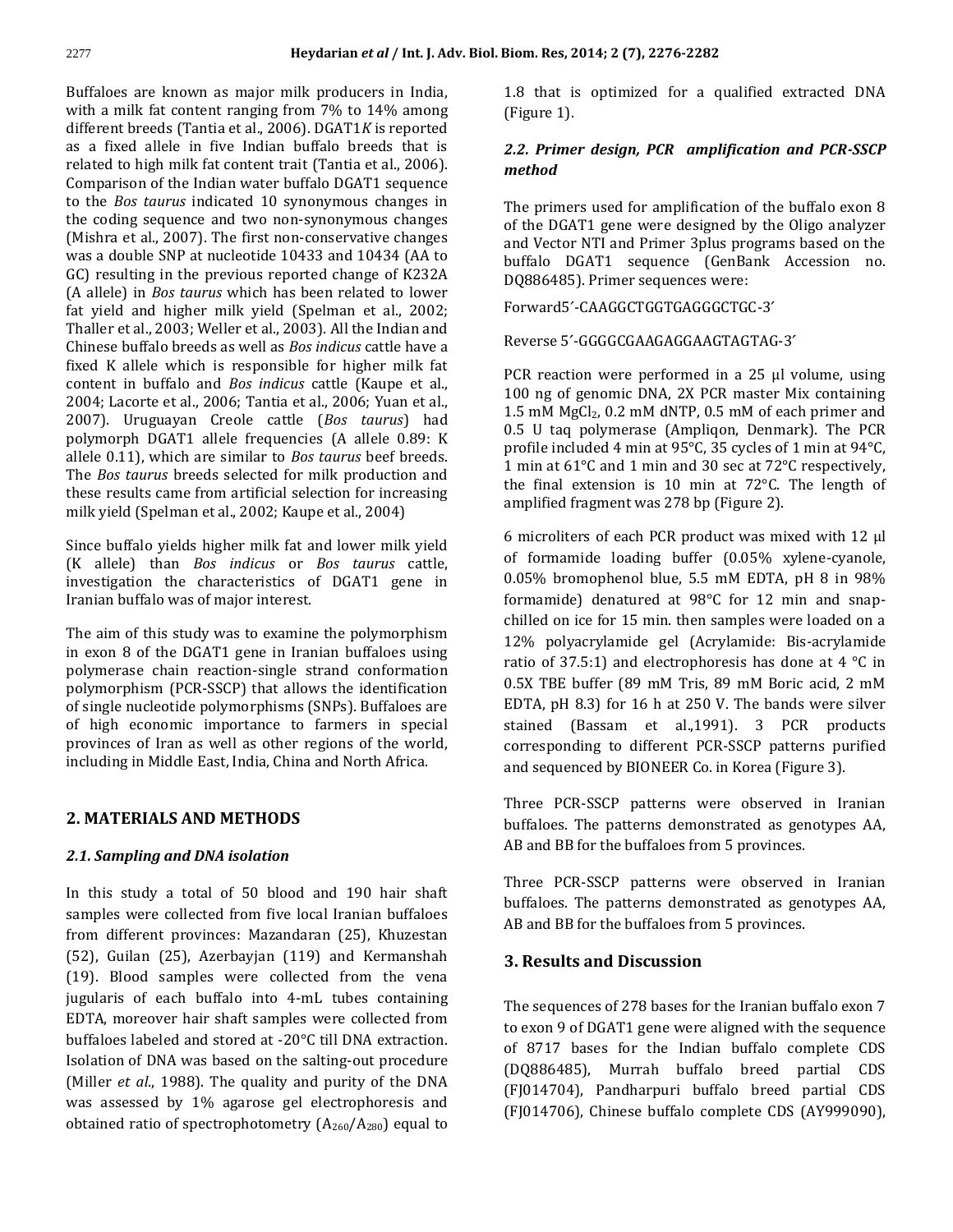Buffaloes are known as major milk producers in India, with a milk fat content ranging from 7% to 14% among different breeds (Tantia et al., 2006). DGAT1*K* is reported as a fixed allele in five Indian buffalo breeds that is related to high milk fat content trait (Tantia et al., 2006). Comparison of the Indian water buffalo DGAT1 sequence to the *Bos taurus* indicated 10 synonymous changes in the coding sequence and two non-synonymous changes (Mishra et al., 2007). The first non-conservative changes was a double SNP at nucleotide 10433 and 10434 (AA to GC) resulting in the previous reported change of K232A (A allele) in *Bos taurus* which has been related to lower fat yield and higher milk yield (Spelman et al., 2002; Thaller et al., 2003; Weller et al., 2003). All the Indian and Chinese buffalo breeds as well as *Bos indicus* cattle have a fixed K allele which is responsible for higher milk fat content in buffalo and *Bos indicus* cattle (Kaupe et al., 2004; Lacorte et al., 2006; Tantia et al., 2006; Yuan et al., 2007). Uruguayan Creole cattle (*Bos taurus*) had polymorph DGAT1 allele frequencies (A allele 0.89: K allele 0.11), which are similar to *Bos taurus* beef breeds. The *Bos taurus* breeds selected for milk production and these results came from artificial selection for increasing milk yield (Spelman et al., 2002; Kaupe et al., 2004)

Since buffalo yields higher milk fat and lower milk yield (K allele) than *Bos indicus* or *Bos taurus* cattle, investigation the characteristics of DGAT1 gene in Iranian buffalo was of major interest.

The aim of this study was to examine the polymorphism in exon 8 of the DGAT1 gene in Iranian buffaloes using polymerase chain reaction-single strand conformation polymorphism (PCR-SSCP) that allows the identification of single nucleotide polymorphisms (SNPs). Buffaloes are of high economic importance to farmers in special provinces of Iran as well as other regions of the world, including in Middle East, India, China and North Africa.

## 2. MATERIALS AND METHODS

### *2.1. Sampling and DNA isolation*

In this study a total of 50 blood and 190 hair shaft samples were collected from five local Iranian buffaloes from different provinces: Mazandaran (25), Khuzestan (52), Guilan (25), Azerbayjan (119) and Kermanshah (19). Blood samples were collected from the vena jugularis of each buffalo into 4-mL tubes containing EDTA, moreover hair shaft samples were collected from buffaloes labeled and stored at -20°C till DNA extraction. Isolation of DNA was based on the salting-out procedure (Miller *et al*., 1988). The quality and purity of the DNA was assessed by 1% agarose gel electrophoresis and obtained ratio of spectrophotometry ($A_{260}/A_{280}$) equal to 1.8 that is optimized for a qualified extracted DNA (Figure 1).

### *2.2. Primer design, PCR amplification and PCR-SSCP method*

The primers used for amplification of the buffalo exon 8 of the DGAT1 gene were designed by the Oligo analyzer and Vector NTI and Primer 3plus programs based on the buffalo DGAT1 sequence (GenBank Accession no. DQ886485). Primer sequences were:

Forward5′-CAAGGCTGGTGAGGGCTGC-3′

Reverse 5′-GGGGCGAAGAGGAAGTAGTAG-3′

PCR reaction were performed in a 25 µl volume, using 100 ng of genomic DNA, 2X PCR master Mix containing 1.5 mM $MgCl_2$, 0.2 mM dNTP, 0.5 mM of each primer and 0.5 U taq polymerase (Ampliqon, Denmark). The PCR profile included 4 min at 95°C, 35 cycles of 1 min at 94°C, 1 min at 61°C and 1 min and 30 sec at 72°C respectively, the final extension is 10 min at 72°C. The length of amplified fragment was 278 bp (Figure 2).

6 microliters of each PCR product was mixed with 12 µl of formamide loading buffer (0.05% xylene-cyanole, 0.05% bromophenol blue, 5.5 mM EDTA, pH 8 in 98% formamide) denatured at 98°C for 12 min and snap-chilled on ice for 15 min. then samples were loaded on a 12% polyacrylamide gel (Acrylamide: Bis-acrylamide ratio of 37.5:1) and electrophoresis has done at 4 °C in 0.5X TBE buffer (89 mM Tris, 89 mM Boric acid, 2 mM EDTA, pH 8.3) for 16 h at 250 V. The bands were silver stained (Bassam et al.,1991). 3 PCR products corresponding to different PCR-SSCP patterns purified and sequenced by BIONEER Co. in Korea (Figure 3).

Three PCR-SSCP patterns were observed in Iranian buffaloes. The patterns demonstrated as genotypes AA, AB and BB for the buffaloes from 5 provinces.

Three PCR-SSCP patterns were observed in Iranian buffaloes. The patterns demonstrated as genotypes AA, AB and BB for the buffaloes from 5 provinces.

## 3. Results and Discussion

The sequences of 278 bases for the Iranian buffalo exon 7 to exon 9 of DGAT1 gene were aligned with the sequence of 8717 bases for the Indian buffalo complete CDS (DQ886485), Murrah buffalo breed partial CDS (FJ014704), Pandharpuri buffalo breed partial CDS (FJ014706), Chinese buffalo complete CDS (AY999090),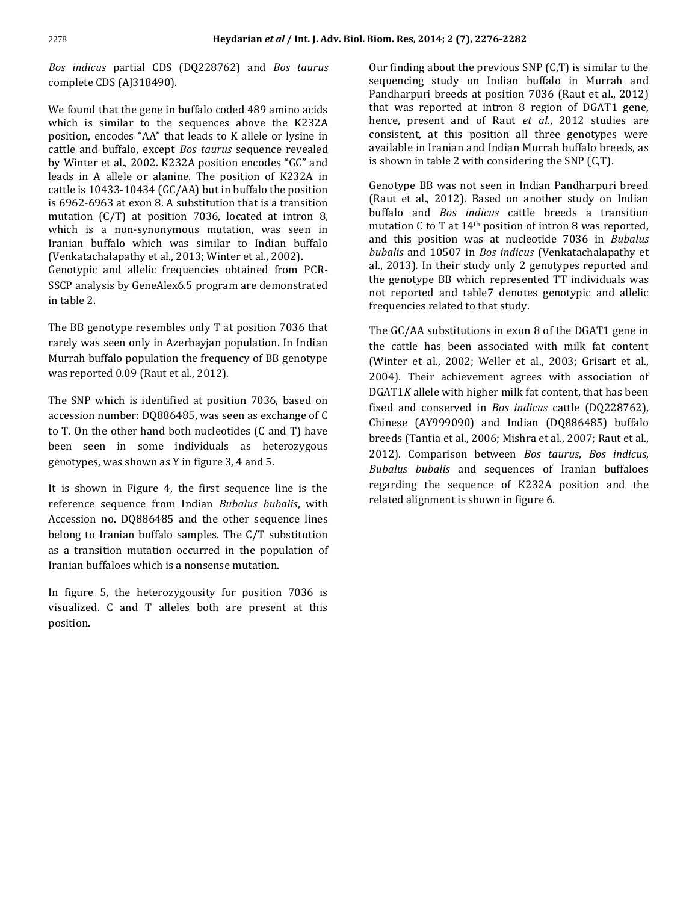*Bos indicus* partial CDS (DQ228762) and *Bos taurus* complete CDS (AJ318490).

We found that the gene in buffalo coded 489 amino acids which is similar to the sequences above the K232A position, encodes "AA" that leads to K allele or lysine in cattle and buffalo, except *Bos taurus* sequence revealed by Winter et al., 2002. K232A position encodes "GC" and leads in A allele or alanine. The position of K232A in cattle is 10433-10434 (GC/AA) but in buffalo the position is 6962-6963 at exon 8. A substitution that is a transition mutation (C/T) at position 7036, located at intron 8, which is a non-synonymous mutation, was seen in Iranian buffalo which was similar to Indian buffalo (Venkatachalapathy et al., 2013; Winter et al., 2002). Genotypic and allelic frequencies obtained from PCR-SSCP analysis by GeneAlex6.5 program are demonstrated in table 2.

The BB genotype resembles only T at position 7036 that rarely was seen only in Azerbayjan population. In Indian Murrah buffalo population the frequency of BB genotype was reported 0.09 (Raut et al., 2012).

The SNP which is identified at position 7036, based on accession number: DQ886485, was seen as exchange of C to T. On the other hand both nucleotides (C and T) have been seen in some individuals as heterozygous genotypes, was shown as Y in figure 3, 4 and 5.

It is shown in Figure 4, the first sequence line is the reference sequence from Indian *Bubalus bubalis*, with Accession no. DQ886485 and the other sequence lines belong to Iranian buffalo samples. The C/T substitution as a transition mutation occurred in the population of Iranian buffaloes which is a nonsense mutation.

In figure 5, the heterozygousity for position 7036 is visualized. C and T alleles both are present at this position.

Our finding about the previous SNP (C,T) is similar to the sequencing study on Indian buffalo in Murrah and Pandharpuri breeds at position 7036 (Raut et al., 2012) that was reported at intron 8 region of DGAT1 gene, hence, present and of Raut *et al.*, 2012 studies are consistent, at this position all three genotypes were available in Iranian and Indian Murrah buffalo breeds, as is shown in table 2 with considering the SNP (C,T).

Genotype BB was not seen in Indian Pandharpuri breed (Raut et al., 2012). Based on another study on Indian buffalo and *Bos indicus* cattle breeds a transition mutation C to T at 14th position of intron 8 was reported, and this position was at nucleotide 7036 in *Bubalus bubalis* and 10507 in *Bos indicus* (Venkatachalapathy et al., 2013). In their study only 2 genotypes reported and the genotype BB which represented TT individuals was not reported and table7 denotes genotypic and allelic frequencies related to that study.

The GC/AA substitutions in exon 8 of the DGAT1 gene in the cattle has been associated with milk fat content (Winter et al., 2002; Weller et al., 2003; Grisart et al., 2004). Their achievement agrees with association of DGAT1*K* allele with higher milk fat content, that has been fixed and conserved in *Bos indicus* cattle (DQ228762), Chinese (AY999090) and Indian (DQ886485) buffalo breeds (Tantia et al., 2006; Mishra et al., 2007; Raut et al., 2012). Comparison between *Bos taurus*, *Bos indicus, Bubalus bubalis* and sequences of Iranian buffaloes regarding the sequence of K232A position and the related alignment is shown in figure 6.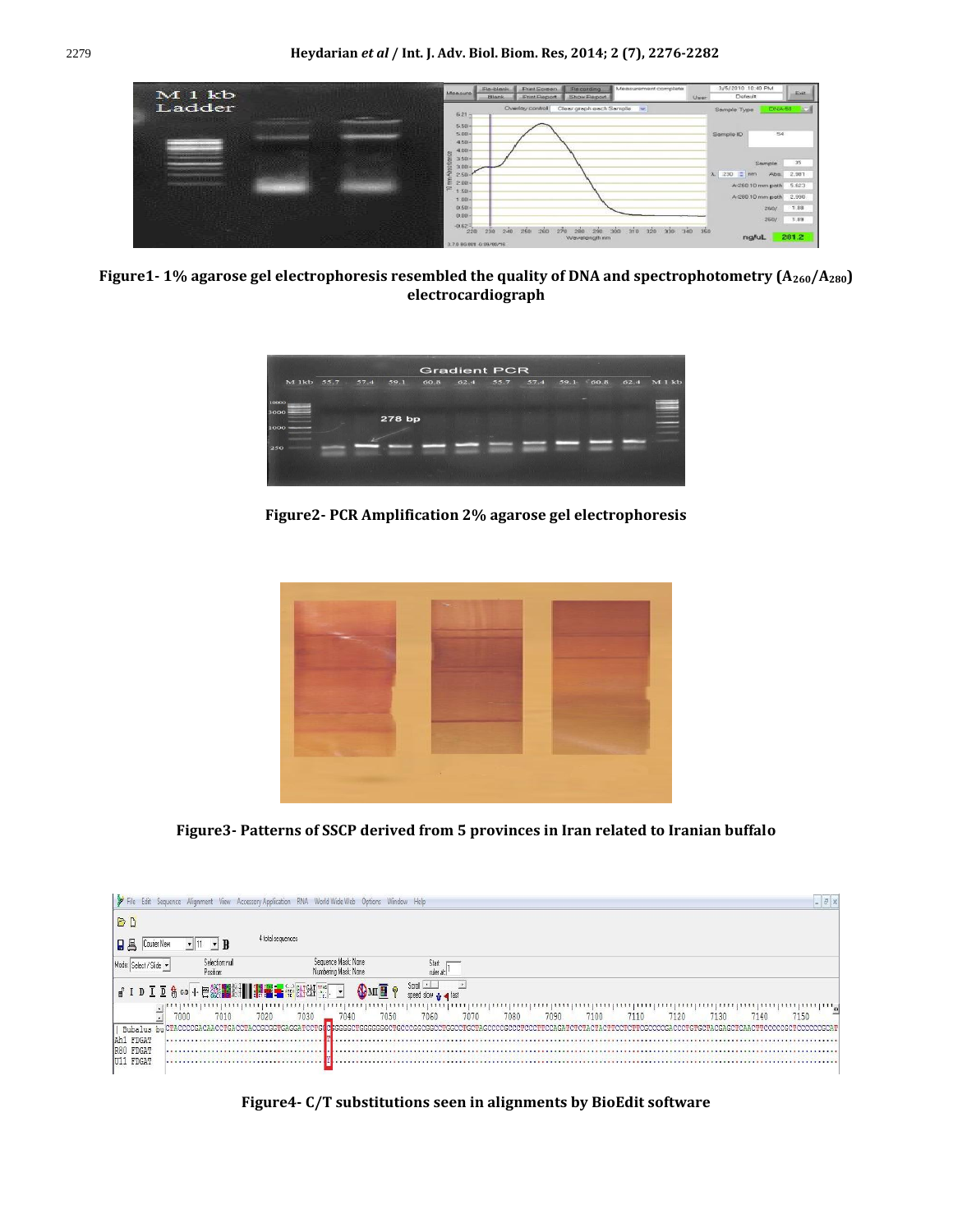**Figure1- 1% agarose gel electrophoresis resembled the quality of DNA and spectrophotometry ($A_{260}/A_{280}$) electrocardiograph**

**Figure2- PCR Amplification 2% agarose gel electrophoresis**

**Figure3- Patterns of SSCP derived from 5 provinces in Iran related to Iranian buffalo**

**Figure4- C/T substitutions seen in alignments by BioEdit software**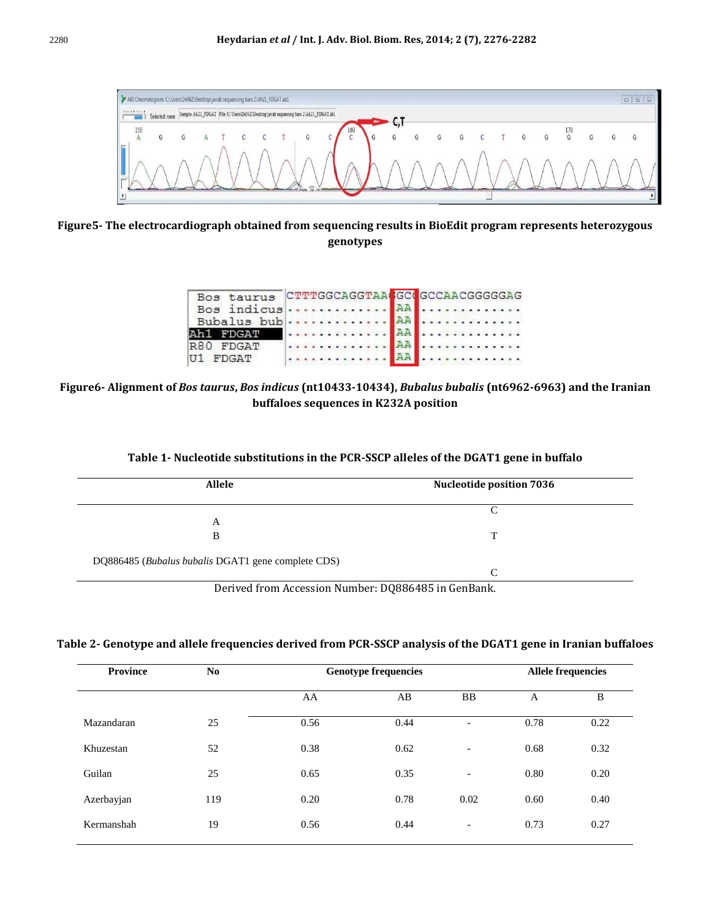**Figure5- The electrocardiograph obtained from sequencing results in BioEdit program represents heterozygous genotypes**

**Figure6- Alignment of *Bos taurus*, *Bos indicus* (nt10433-10434), *Bubalus bubalis* (nt6962-6963) and the Iranian buffaloes sequences in K232A position**

**Table 1- Nucleotide substitutions in the PCR-SSCP alleles of the DGAT1 gene in buffalo**

| Allele | Nucleotide position 7036 |
|---|---|
| A | C |
| B | T |
| DQ886485 (*Bubalus bubalis* DGAT1 gene complete CDS) | C |

Derived from Accession Number: DQ886485 in GenBank.

**Table 2- Genotype and allele frequencies derived from PCR-SSCP analysis of the DGAT1 gene in Iranian buffaloes**

| Province | No | Genotype frequencies | | | Allele frequencies | |
|---|---|---|---|---|---|---|
| | | AA | AB | BB | A | B |
| Mazandaran | 25 | 0.56 | 0.44 | - | 0.78 | 0.22 |
| Khuzestan | 52 | 0.38 | 0.62 | - | 0.68 | 0.32 |
| Guilan | 25 | 0.65 | 0.35 | - | 0.80 | 0.20 |
| Azerbayjan | 119 | 0.20 | 0.78 | 0.02 | 0.60 | 0.40 |
| Kermanshah | 19 | 0.56 | 0.44 | - | 0.73 | 0.27 |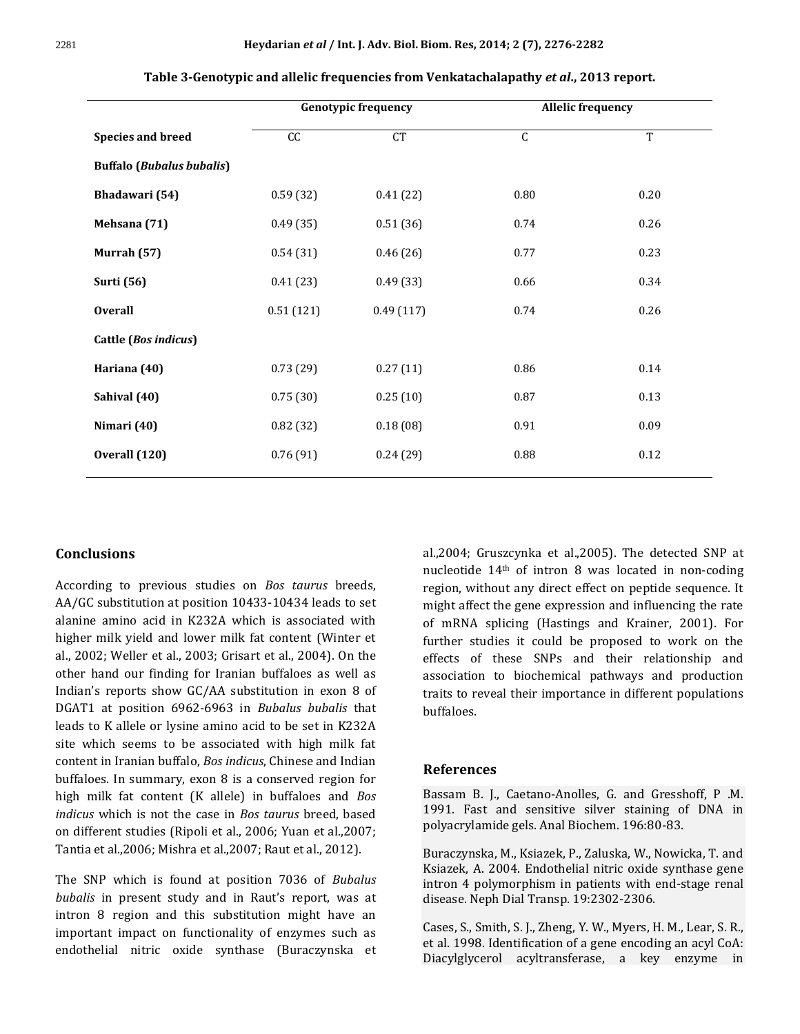**Table 3-Genotypic and allelic frequencies from Venkatachalapathy *et al*., 2013 report.**

| | Genotypic frequency | | Allelic frequency | |
|---|---|---|---|---|
| **Species and breed** | CC | CT | C | T |
| **Buffalo (*Bubalus bubalis*)** | | | | |
| **Bhadawari (54)** | 0.59 (32) | 0.41 (22) | 0.80 | 0.20 |
| **Mehsana (71)** | 0.49 (35) | 0.51 (36) | 0.74 | 0.26 |
| **Murrah (57)** | 0.54 (31) | 0.46 (26) | 0.77 | 0.23 |
| **Surti (56)** | 0.41 (23) | 0.49 (33) | 0.66 | 0.34 |
| **Overall** | 0.51 (121) | 0.49 (117) | 0.74 | 0.26 |
| **Cattle (*Bos indicus*)** | | | | |
| **Hariana (40)** | 0.73 (29) | 0.27 (11) | 0.86 | 0.14 |
| **Sahival (40)** | 0.75 (30) | 0.25 (10) | 0.87 | 0.13 |
| **Nimari (40)** | 0.82 (32) | 0.18 (08) | 0.91 | 0.09 |
| **Overall (120)** | 0.76 (91) | 0.24 (29) | 0.88 | 0.12 |

## Conclusions

According to previous studies on *Bos taurus* breeds, AA/GC substitution at position 10433-10434 leads to set alanine amino acid in K232A which is associated with higher milk yield and lower milk fat content (Winter et al., 2002; Weller et al., 2003; Grisart et al., 2004). On the other hand our finding for Iranian buffaloes as well as Indian's reports show GC/AA substitution in exon 8 of DGAT1 at position 6962-6963 in *Bubalus bubalis* that leads to K allele or lysine amino acid to be set in K232A site which seems to be associated with high milk fat content in Iranian buffalo, *Bos indicus*, Chinese and Indian buffaloes. In summary, exon 8 is a conserved region for high milk fat content (K allele) in buffaloes and *Bos indicus* which is not the case in *Bos taurus* breed, based on different studies (Ripoli et al., 2006; Yuan et al.,2007; Tantia et al.,2006; Mishra et al.,2007; Raut et al., 2012).

The SNP which is found at position 7036 of *Bubalus bubalis* in present study and in Raut's report, was at intron 8 region and this substitution might have an important impact on functionality of enzymes such as endothelial nitric oxide synthase (Buraczynska et al.,2004; Gruszcynka et al.,2005). The detected SNP at nucleotide 14th of intron 8 was located in non-coding region, without any direct effect on peptide sequence. It might affect the gene expression and influencing the rate of mRNA splicing (Hastings and Krainer, 2001). For further studies it could be proposed to work on the effects of these SNPs and their relationship and association to biochemical pathways and production traits to reveal their importance in different populations buffaloes.

## References

Bassam B. J., Caetano-Anolles, G. and Gresshoff, P .M. 1991. Fast and sensitive silver staining of DNA in polyacrylamide gels. Anal Biochem. 196:80-83.

Buraczynska, M., Ksiazek, P., Zaluska, W., Nowicka, T. and Ksiazek, A. 2004. Endothelial nitric oxide synthase gene intron 4 polymorphism in patients with end-stage renal disease. Neph Dial Transp. 19:2302-2306.

Cases, S., Smith, S. J., Zheng, Y. W., Myers, H. M., Lear, S. R., et al. 1998. Identification of a gene encoding an acyl CoA: Diacylglycerol acyltransferase, a key enzyme in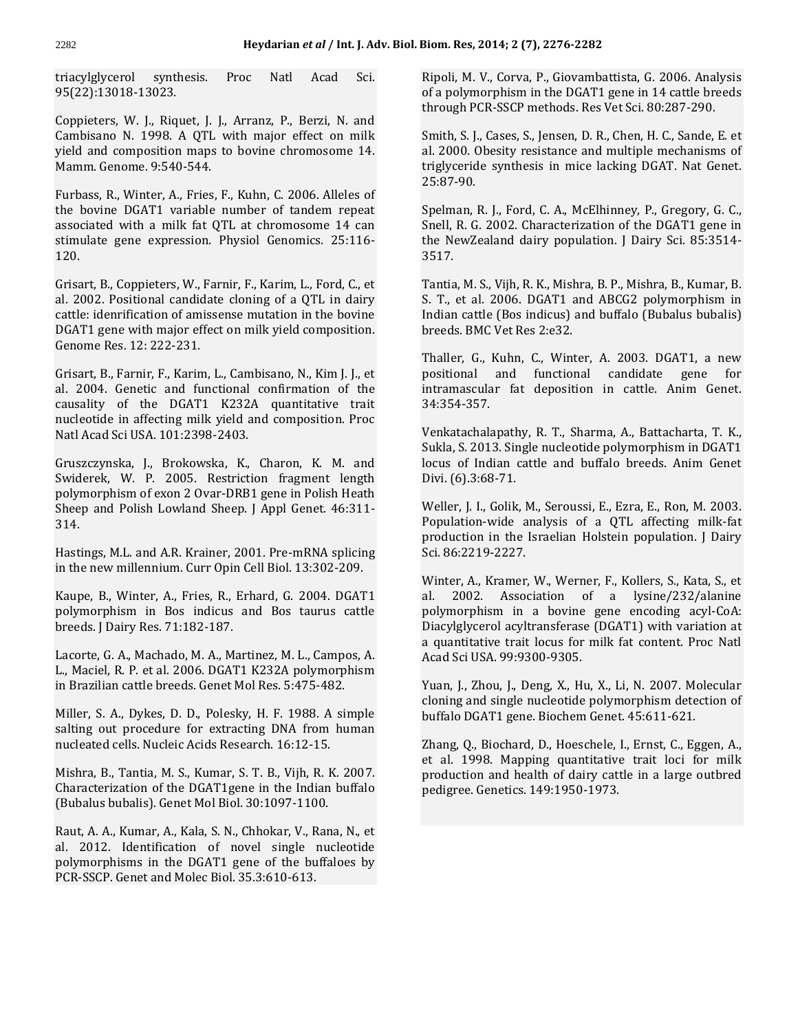triacylglycerol synthesis. Proc Natl Acad Sci. 95(22):13018-13023.

Coppieters, W. J., Riquet, J. J., Arranz, P., Berzi, N. and Cambisano N. 1998. A QTL with major effect on milk yield and composition maps to bovine chromosome 14. Mamm. Genome. 9:540-544.

Furbass, R., Winter, A., Fries, F., Kuhn, C. 2006. Alleles of the bovine DGAT1 variable number of tandem repeat associated with a milk fat QTL at chromosome 14 can stimulate gene expression. Physiol Genomics. 25:116-120.

Grisart, B., Coppieters, W., Farnir, F., Karim, L., Ford, C., et al. 2002. Positional candidate cloning of a QTL in dairy cattle: idenrification of amissense mutation in the bovine DGAT1 gene with major effect on milk yield composition. Genome Res. 12: 222-231.

Grisart, B., Farnir, F., Karim, L., Cambisano, N., Kim J. J., et al. 2004. Genetic and functional confirmation of the causality of the DGAT1 K232A quantitative trait nucleotide in affecting milk yield and composition. Proc Natl Acad Sci USA. 101:2398-2403.

Gruszczynska, J., Brokowska, K., Charon, K. M. and Swiderek, W. P. 2005. Restriction fragment length polymorphism of exon 2 Ovar-DRB1 gene in Polish Heath Sheep and Polish Lowland Sheep. J Appl Genet. 46:311-314.

Hastings, M.L. and A.R. Krainer, 2001. Pre-mRNA splicing in the new millennium. Curr Opin Cell Biol. 13:302-209.

Kaupe, B., Winter, A., Fries, R., Erhard, G. 2004. DGAT1 polymorphism in Bos indicus and Bos taurus cattle breeds. J Dairy Res. 71:182-187.

Lacorte, G. A., Machado, M. A., Martinez, M. L., Campos, A. L., Maciel, R. P. et al. 2006. DGAT1 K232A polymorphism in Brazilian cattle breeds. Genet Mol Res. 5:475-482.

Miller, S. A., Dykes, D. D., Polesky, H. F. 1988. A simple salting out procedure for extracting DNA from human nucleated cells. Nucleic Acids Research. 16:12-15.

Mishra, B., Tantia, M. S., Kumar, S. T. B., Vijh, R. K. 2007. Characterization of the DGAT1gene in the Indian buffalo (Bubalus bubalis). Genet Mol Biol. 30:1097-1100.

Raut, A. A., Kumar, A., Kala, S. N., Chhokar, V., Rana, N., et al. 2012. Identification of novel single nucleotide polymorphisms in the DGAT1 gene of the buffaloes by PCR-SSCP. Genet and Molec Biol. 35.3:610-613.

Ripoli, M. V., Corva, P., Giovambattista, G. 2006. Analysis of a polymorphism in the DGAT1 gene in 14 cattle breeds through PCR-SSCP methods. Res Vet Sci. 80:287-290.

Smith, S. J., Cases, S., Jensen, D. R., Chen, H. C., Sande, E. et al. 2000. Obesity resistance and multiple mechanisms of triglyceride synthesis in mice lacking DGAT. Nat Genet. 25:87-90.

Spelman, R. J., Ford, C. A., McElhinney, P., Gregory, G. C., Snell, R. G. 2002. Characterization of the DGAT1 gene in the NewZealand dairy population. J Dairy Sci. 85:3514-3517.

Tantia, M. S., Vijh, R. K., Mishra, B. P., Mishra, B., Kumar, B. S. T., et al. 2006. DGAT1 and ABCG2 polymorphism in Indian cattle (Bos indicus) and buffalo (Bubalus bubalis) breeds. BMC Vet Res 2:e32.

Thaller, G., Kuhn, C., Winter, A. 2003. DGAT1, a new positional and functional candidate gene for intramascular fat deposition in cattle. Anim Genet. 34:354-357.

Venkatachalapathy, R. T., Sharma, A., Battacharta, T. K., Sukla, S. 2013. Single nucleotide polymorphism in DGAT1 locus of Indian cattle and buffalo breeds. Anim Genet Divi. (6).3:68-71.

Weller, J. I., Golik, M., Seroussi, E., Ezra, E., Ron, M. 2003. Population-wide analysis of a QTL affecting milk-fat production in the Israelian Holstein population. J Dairy Sci. 86:2219-2227.

Winter, A., Kramer, W., Werner, F., Kollers, S., Kata, S., et al. 2002. Association of a lysine/232/alanine polymorphism in a bovine gene encoding acyl-CoA: Diacylglycerol acyltransferase (DGAT1) with variation at a quantitative trait locus for milk fat content. Proc Natl Acad Sci USA. 99:9300-9305.

Yuan, J., Zhou, J., Deng, X., Hu, X., Li, N. 2007. Molecular cloning and single nucleotide polymorphism detection of buffalo DGAT1 gene. Biochem Genet. 45:611-621.

Zhang, Q., Biochard, D., Hoeschele, I., Ernst, C., Eggen, A., et al. 1998. Mapping quantitative trait loci for milk production and health of dairy cattle in a large outbred pedigree. Genetics. 149:1950-1973.